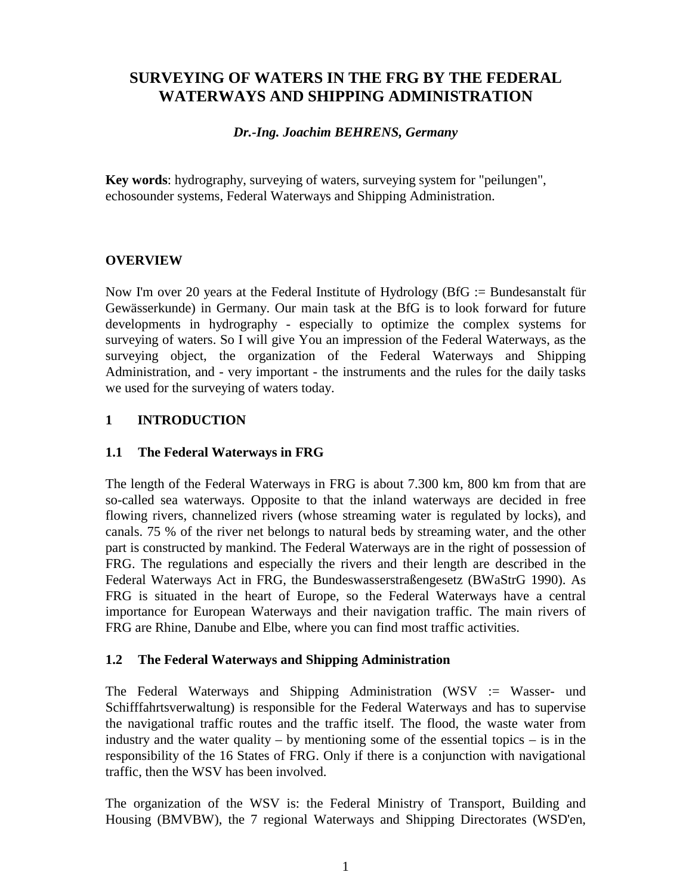# SURVEYING OF WATERS IN THE FRG BY THE FEDERAL WATERWAYS AND SHIPPING ADMINISTRATION

***Dr.-Ing. Joachim BEHRENS, Germany***

**Key words**: hydrography, surveying of waters, surveying system for "peilungen", echosounder systems, Federal Waterways and Shipping Administration.

## OVERVIEW

Now I'm over 20 years at the Federal Institute of Hydrology (BfG := Bundesanstalt für Gewässerkunde) in Germany. Our main task at the BfG is to look forward for future developments in hydrography - especially to optimize the complex systems for surveying of waters. So I will give You an impression of the Federal Waterways, as the surveying object, the organization of the Federal Waterways and Shipping Administration, and - very important - the instruments and the rules for the daily tasks we used for the surveying of waters today.

## 1 INTRODUCTION

### 1.1 The Federal Waterways in FRG

The length of the Federal Waterways in FRG is about 7.300 km, 800 km from that are so-called sea waterways. Opposite to that the inland waterways are decided in free flowing rivers, channelized rivers (whose streaming water is regulated by locks), and canals. 75 % of the river net belongs to natural beds by streaming water, and the other part is constructed by mankind. The Federal Waterways are in the right of possession of FRG. The regulations and especially the rivers and their length are described in the Federal Waterways Act in FRG, the Bundeswasserstraßengesetz (BWaStrG 1990). As FRG is situated in the heart of Europe, so the Federal Waterways have a central importance for European Waterways and their navigation traffic. The main rivers of FRG are Rhine, Danube and Elbe, where you can find most traffic activities.

### 1.2 The Federal Waterways and Shipping Administration

The Federal Waterways and Shipping Administration (WSV := Wasser- und Schifffahrtsverwaltung) is responsible for the Federal Waterways and has to supervise the navigational traffic routes and the traffic itself. The flood, the waste water from industry and the water quality – by mentioning some of the essential topics – is in the responsibility of the 16 States of FRG. Only if there is a conjunction with navigational traffic, then the WSV has been involved.

The organization of the WSV is: the Federal Ministry of Transport, Building and Housing (BMVBW), the 7 regional Waterways and Shipping Directorates (WSD'en,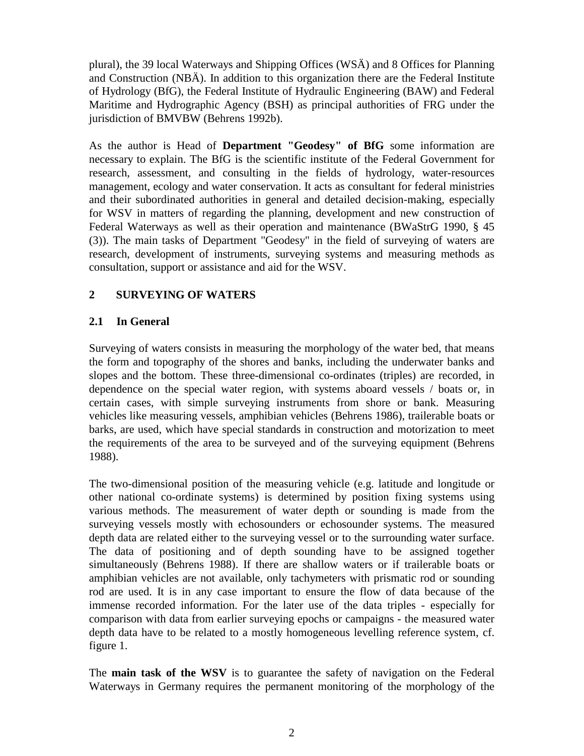plural), the 39 local Waterways and Shipping Offices (WSÄ) and 8 Offices for Planning and Construction (NBÄ). In addition to this organization there are the Federal Institute of Hydrology (BfG), the Federal Institute of Hydraulic Engineering (BAW) and Federal Maritime and Hydrographic Agency (BSH) as principal authorities of FRG under the jurisdiction of BMVBW (Behrens 1992b).

As the author is Head of **Department "Geodesy" of BfG** some information are necessary to explain. The BfG is the scientific institute of the Federal Government for research, assessment, and consulting in the fields of hydrology, water-resources management, ecology and water conservation. It acts as consultant for federal ministries and their subordinated authorities in general and detailed decision-making, especially for WSV in matters of regarding the planning, development and new construction of Federal Waterways as well as their operation and maintenance (BWaStrG 1990, § 45 (3)). The main tasks of Department "Geodesy" in the field of surveying of waters are research, development of instruments, surveying systems and measuring methods as consultation, support or assistance and aid for the WSV.

## 2 SURVEYING OF WATERS

### 2.1 In General

Surveying of waters consists in measuring the morphology of the water bed, that means the form and topography of the shores and banks, including the underwater banks and slopes and the bottom. These three-dimensional co-ordinates (triples) are recorded, in dependence on the special water region, with systems aboard vessels / boats or, in certain cases, with simple surveying instruments from shore or bank. Measuring vehicles like measuring vessels, amphibian vehicles (Behrens 1986), trailerable boats or barks, are used, which have special standards in construction and motorization to meet the requirements of the area to be surveyed and of the surveying equipment (Behrens 1988).

The two-dimensional position of the measuring vehicle (e.g. latitude and longitude or other national co-ordinate systems) is determined by position fixing systems using various methods. The measurement of water depth or sounding is made from the surveying vessels mostly with echosounders or echosounder systems. The measured depth data are related either to the surveying vessel or to the surrounding water surface. The data of positioning and of depth sounding have to be assigned together simultaneously (Behrens 1988). If there are shallow waters or if trailerable boats or amphibian vehicles are not available, only tachymeters with prismatic rod or sounding rod are used. It is in any case important to ensure the flow of data because of the immense recorded information. For the later use of the data triples - especially for comparison with data from earlier surveying epochs or campaigns - the measured water depth data have to be related to a mostly homogeneous levelling reference system, cf. figure 1.

The **main task of the WSV** is to guarantee the safety of navigation on the Federal Waterways in Germany requires the permanent monitoring of the morphology of the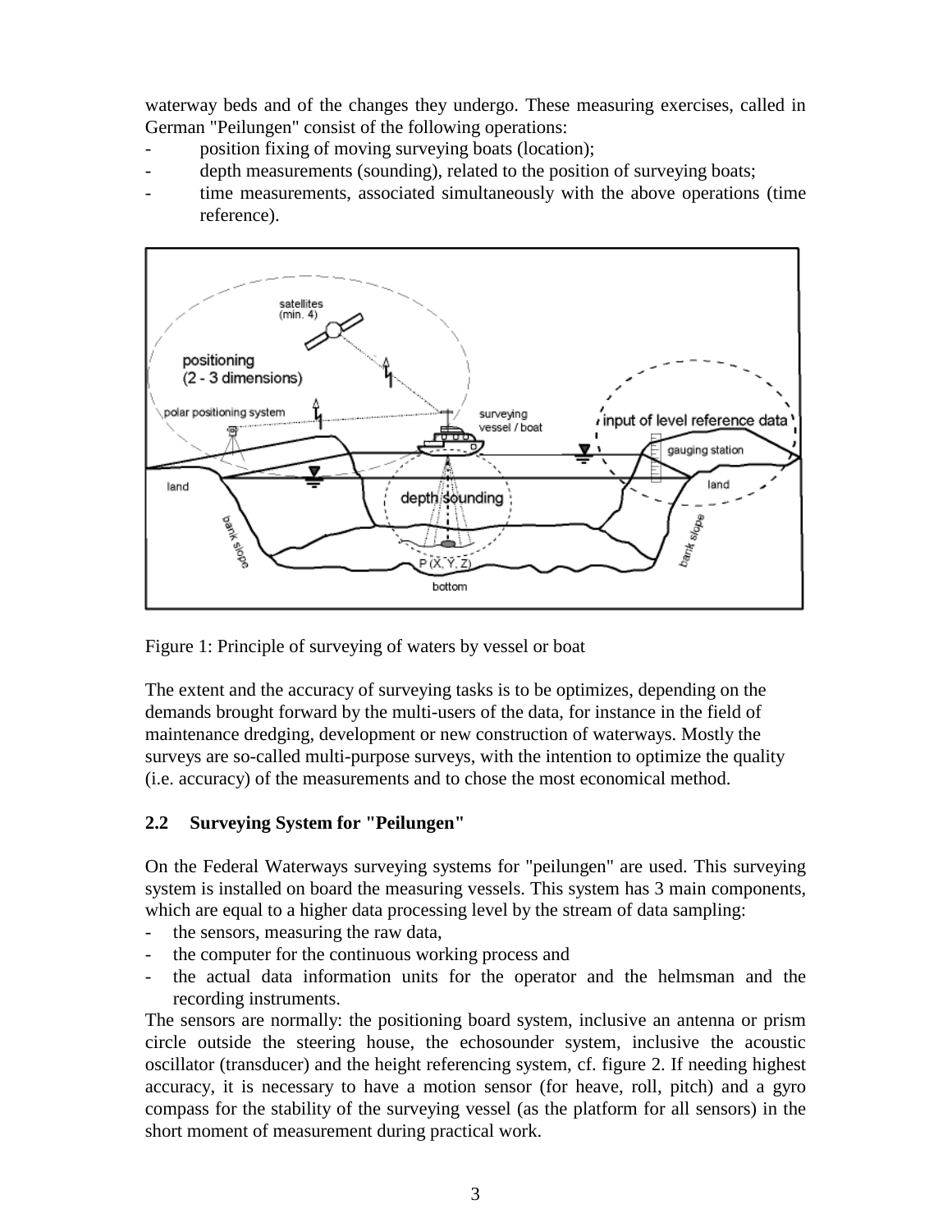waterway beds and of the changes they undergo. These measuring exercises, called in German "Peilungen" consist of the following operations:

- position fixing of moving surveying boats (location);
- depth measurements (sounding), related to the position of surveying boats;
- time measurements, associated simultaneously with the above operations (time reference).

Figure 1: Principle of surveying of waters by vessel or boat

The extent and the accuracy of surveying tasks is to be optimizes, depending on the demands brought forward by the multi-users of the data, for instance in the field of maintenance dredging, development or new construction of waterways. Mostly the surveys are so-called multi-purpose surveys, with the intention to optimize the quality (i.e. accuracy) of the measurements and to chose the most economical method.

## 2.2 Surveying System for "Peilungen"

On the Federal Waterways surveying systems for "peilungen" are used. This surveying system is installed on board the measuring vessels. This system has 3 main components, which are equal to a higher data processing level by the stream of data sampling:

- the sensors, measuring the raw data,
- the computer for the continuous working process and
- the actual data information units for the operator and the helmsman and the recording instruments.

The sensors are normally: the positioning board system, inclusive an antenna or prism circle outside the steering house, the echosounder system, inclusive the acoustic oscillator (transducer) and the height referencing system, cf. figure 2. If needing highest accuracy, it is necessary to have a motion sensor (for heave, roll, pitch) and a gyro compass for the stability of the surveying vessel (as the platform for all sensors) in the short moment of measurement during practical work.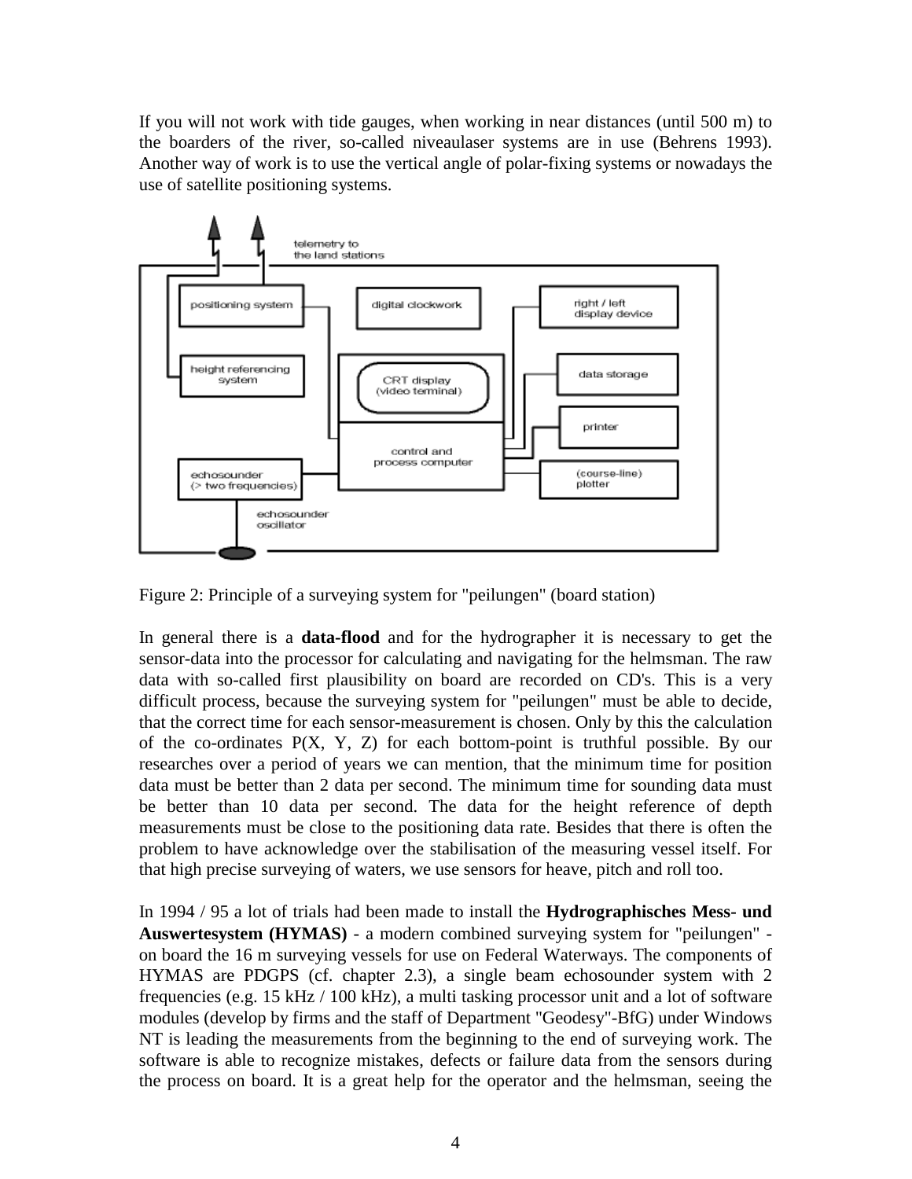If you will not work with tide gauges, when working in near distances (until 500 m) to the boarders of the river, so-called niveaulaser systems are in use (Behrens 1993). Another way of work is to use the vertical angle of polar-fixing systems or nowadays the use of satellite positioning systems.

Figure 2: Principle of a surveying system for "peilungen" (board station)

In general there is a **data-flood** and for the hydrographer it is necessary to get the sensor-data into the processor for calculating and navigating for the helmsman. The raw data with so-called first plausibility on board are recorded on CD's. This is a very difficult process, because the surveying system for "peilungen" must be able to decide, that the correct time for each sensor-measurement is chosen. Only by this the calculation of the co-ordinates P(X, Y, Z) for each bottom-point is truthful possible. By our researches over a period of years we can mention, that the minimum time for position data must be better than 2 data per second. The minimum time for sounding data must be better than 10 data per second. The data for the height reference of depth measurements must be close to the positioning data rate. Besides that there is often the problem to have acknowledge over the stabilisation of the measuring vessel itself. For that high precise surveying of waters, we use sensors for heave, pitch and roll too.

In 1994 / 95 a lot of trials had been made to install the **Hydrographisches Mess- und Auswertesystem (HYMAS)** - a modern combined surveying system for "peilungen" - on board the 16 m surveying vessels for use on Federal Waterways. The components of HYMAS are PDGPS (cf. chapter 2.3), a single beam echosounder system with 2 frequencies (e.g. 15 kHz / 100 kHz), a multi tasking processor unit and a lot of software modules (develop by firms and the staff of Department "Geodesy"-BfG) under Windows NT is leading the measurements from the beginning to the end of surveying work. The software is able to recognize mistakes, defects or failure data from the sensors during the process on board. It is a great help for the operator and the helmsman, seeing the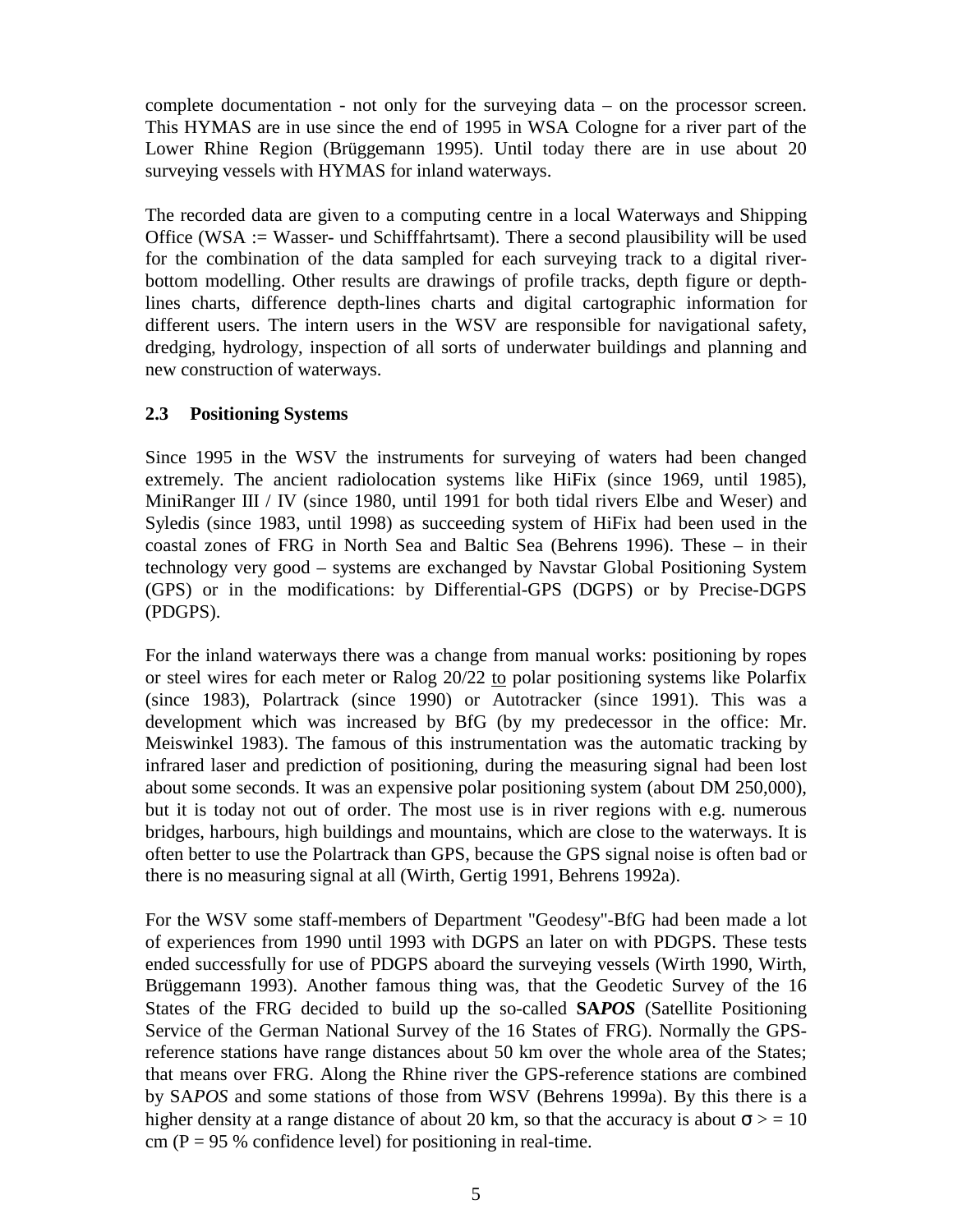complete documentation - not only for the surveying data – on the processor screen. This HYMAS are in use since the end of 1995 in WSA Cologne for a river part of the Lower Rhine Region (Brüggemann 1995). Until today there are in use about 20 surveying vessels with HYMAS for inland waterways.

The recorded data are given to a computing centre in a local Waterways and Shipping Office (WSA := Wasser- und Schifffahrtsamt). There a second plausibility will be used for the combination of the data sampled for each surveying track to a digital river-bottom modelling. Other results are drawings of profile tracks, depth figure or depth-lines charts, difference depth-lines charts and digital cartographic information for different users. The intern users in the WSV are responsible for navigational safety, dredging, hydrology, inspection of all sorts of underwater buildings and planning and new construction of waterways.

### 2.3 Positioning Systems

Since 1995 in the WSV the instruments for surveying of waters had been changed extremely. The ancient radiolocation systems like HiFix (since 1969, until 1985), MiniRanger III / IV (since 1980, until 1991 for both tidal rivers Elbe and Weser) and Syledis (since 1983, until 1998) as succeeding system of HiFix had been used in the coastal zones of FRG in North Sea and Baltic Sea (Behrens 1996). These – in their technology very good – systems are exchanged by Navstar Global Positioning System (GPS) or in the modifications: by Differential-GPS (DGPS) or by Precise-DGPS (PDGPS).

For the inland waterways there was a change from manual works: positioning by ropes or steel wires for each meter or Ralog 20/22 to polar positioning systems like Polarfix (since 1983), Polartrack (since 1990) or Autotracker (since 1991). This was a development which was increased by BfG (by my predecessor in the office: Mr. Meiswinkel 1983). The famous of this instrumentation was the automatic tracking by infrared laser and prediction of positioning, during the measuring signal had been lost about some seconds. It was an expensive polar positioning system (about DM 250,000), but it is today not out of order. The most use is in river regions with e.g. numerous bridges, harbours, high buildings and mountains, which are close to the waterways. It is often better to use the Polartrack than GPS, because the GPS signal noise is often bad or there is no measuring signal at all (Wirth, Gertig 1991, Behrens 1992a).

For the WSV some staff-members of Department "Geodesy"-BfG had been made a lot of experiences from 1990 until 1993 with DGPS an later on with PDGPS. These tests ended successfully for use of PDGPS aboard the surveying vessels (Wirth 1990, Wirth, Brüggemann 1993). Another famous thing was, that the Geodetic Survey of the 16 States of the FRG decided to build up the so-called **SA*POS*** (Satellite Positioning Service of the German National Survey of the 16 States of FRG). Normally the GPS-reference stations have range distances about 50 km over the whole area of the States; that means over FRG. Along the Rhine river the GPS-reference stations are combined by SA*POS* and some stations of those from WSV (Behrens 1999a). By this there is a higher density at a range distance of about 20 km, so that the accuracy is about $\sigma >= 10$ cm (P = 95 % confidence level) for positioning in real-time.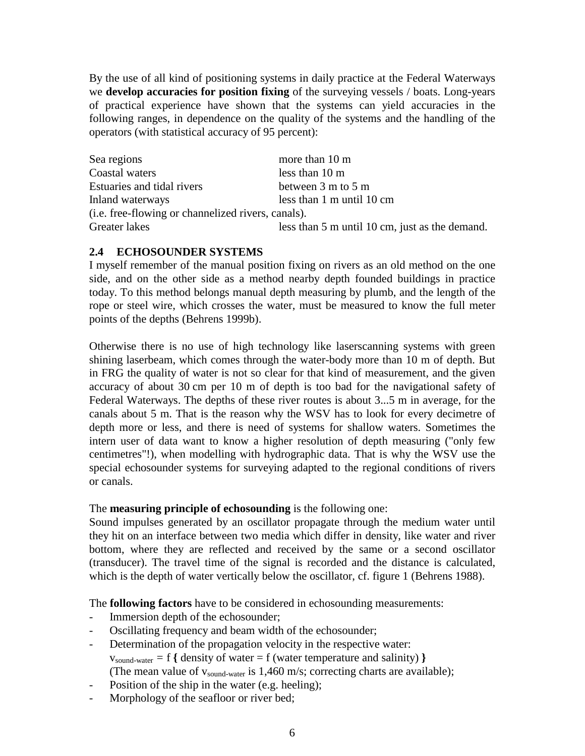By the use of all kind of positioning systems in daily practice at the Federal Waterways we **develop accuracies for position fixing** of the surveying vessels / boats. Long-years of practical experience have shown that the systems can yield accuracies in the following ranges, in dependence on the quality of the systems and the handling of the operators (with statistical accuracy of 95 percent):

| | |
|---|---|
| Sea regions | more than 10 m |
| Coastal waters | less than 10 m |
| Estuaries and tidal rivers | between 3 m to 5 m |
| Inland waterways | less than 1 m until 10 cm |
| (i.e. free-flowing or channelized rivers, canals). | |
| Greater lakes | less than 5 m until 10 cm, just as the demand. |

## 2.4 ECHOSOUNDER SYSTEMS

I myself remember of the manual position fixing on rivers as an old method on the one side, and on the other side as a method nearby depth founded buildings in practice today. To this method belongs manual depth measuring by plumb, and the length of the rope or steel wire, which crosses the water, must be measured to know the full meter points of the depths (Behrens 1999b).

Otherwise there is no use of high technology like laserscanning systems with green shining laserbeam, which comes through the water-body more than 10 m of depth. But in FRG the quality of water is not so clear for that kind of measurement, and the given accuracy of about 30 cm per 10 m of depth is too bad for the navigational safety of Federal Waterways. The depths of these river routes is about 3...5 m in average, for the canals about 5 m. That is the reason why the WSV has to look for every decimetre of depth more or less, and there is need of systems for shallow waters. Sometimes the intern user of data want to know a higher resolution of depth measuring ("only few centimetres"!), when modelling with hydrographic data. That is why the WSV use the special echosounder systems for surveying adapted to the regional conditions of rivers or canals.

The **measuring principle of echosounding** is the following one:
Sound impulses generated by an oscillator propagate through the medium water until they hit on an interface between two media which differ in density, like water and river bottom, where they are reflected and received by the same or a second oscillator (transducer). The travel time of the signal is recorded and the distance is calculated, which is the depth of water vertically below the oscillator, cf. figure 1 (Behrens 1988).

The **following factors** have to be considered in echosounding measurements:

- Immersion depth of the echosounder;
- Oscillating frequency and beam width of the echosounder;
- Determination of the propagation velocity in the respective water:
  $v_{sound\text{-}water} = f\ \{\text{density of water} = f\ (\text{water temperature and salinity})\ \}$
  (The mean value of $v_{sound\text{-}water}$ is 1,460 m/s; correcting charts are available);
- Position of the ship in the water (e.g. heeling);
- Morphology of the seafloor or river bed;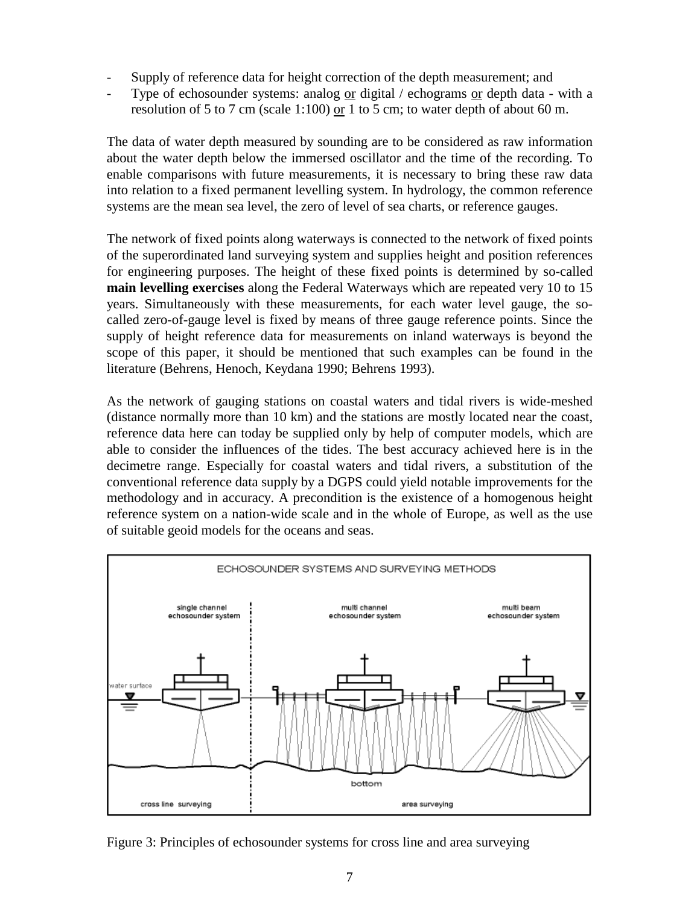- Supply of reference data for height correction of the depth measurement; and
- Type of echosounder systems: analog <u>or</u> digital / echograms <u>or</u> depth data - with a resolution of 5 to 7 cm (scale 1:100) <u>or</u> 1 to 5 cm; to water depth of about 60 m.

The data of water depth measured by sounding are to be considered as raw information about the water depth below the immersed oscillator and the time of the recording. To enable comparisons with future measurements, it is necessary to bring these raw data into relation to a fixed permanent levelling system. In hydrology, the common reference systems are the mean sea level, the zero of level of sea charts, or reference gauges.

The network of fixed points along waterways is connected to the network of fixed points of the superordinated land surveying system and supplies height and position references for engineering purposes. The height of these fixed points is determined by so-called **main levelling exercises** along the Federal Waterways which are repeated very 10 to 15 years. Simultaneously with these measurements, for each water level gauge, the so-called zero-of-gauge level is fixed by means of three gauge reference points. Since the supply of height reference data for measurements on inland waterways is beyond the scope of this paper, it should be mentioned that such examples can be found in the literature (Behrens, Henoch, Keydana 1990; Behrens 1993).

As the network of gauging stations on coastal waters and tidal rivers is wide-meshed (distance normally more than 10 km) and the stations are mostly located near the coast, reference data here can today be supplied only by help of computer models, which are able to consider the influences of the tides. The best accuracy achieved here is in the decimetre range. Especially for coastal waters and tidal rivers, a substitution of the conventional reference data supply by a DGPS could yield notable improvements for the methodology and in accuracy. A precondition is the existence of a homogenous height reference system on a nation-wide scale and in the whole of Europe, as well as the use of suitable geoid models for the oceans and seas.

ECHOSOUNDER SYSTEMS AND SURVEYING METHODS

single channel echosounder system | multi channel echosounder system | multi beam echosounder system

water surface — bottom

cross line surveying | area surveying

Figure 3: Principles of echosounder systems for cross line and area surveying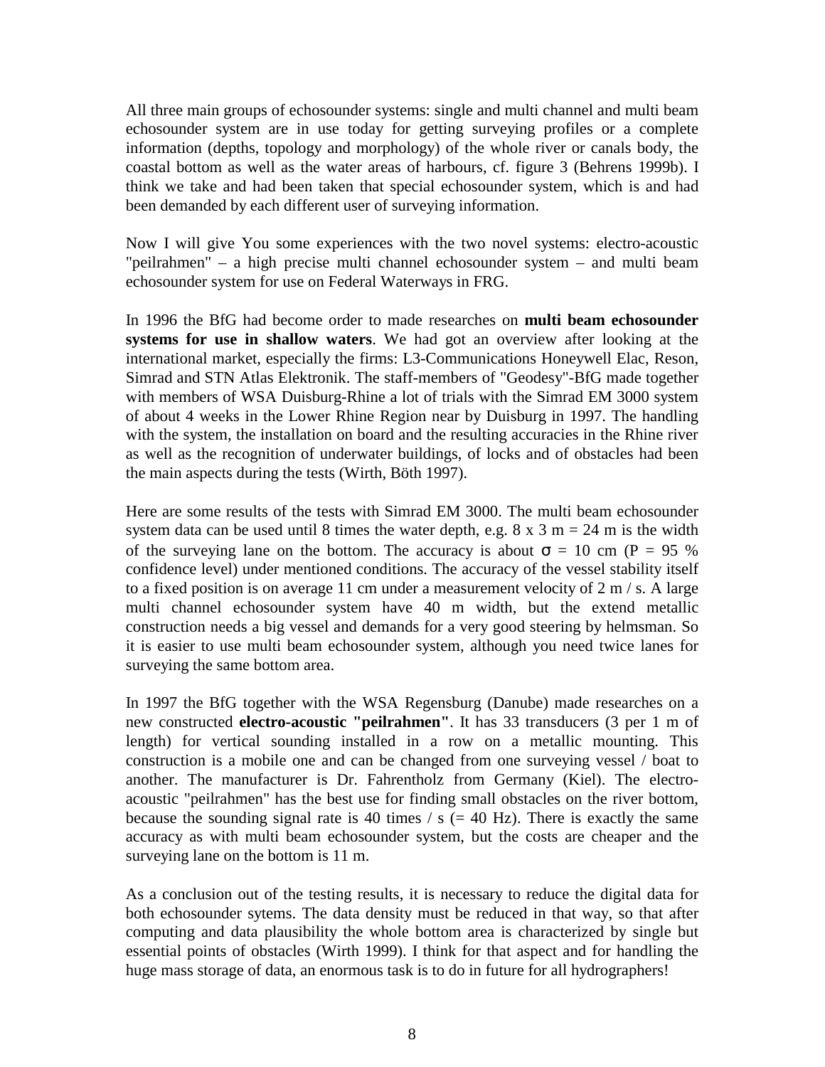All three main groups of echosounder systems: single and multi channel and multi beam echosounder system are in use today for getting surveying profiles or a complete information (depths, topology and morphology) of the whole river or canals body, the coastal bottom as well as the water areas of harbours, cf. figure 3 (Behrens 1999b). I think we take and had been taken that special echosounder system, which is and had been demanded by each different user of surveying information.

Now I will give You some experiences with the two novel systems: electro-acoustic "peilrahmen" – a high precise multi channel echosounder system – and multi beam echosounder system for use on Federal Waterways in FRG.

In 1996 the BfG had become order to made researches on **multi beam echosounder systems for use in shallow waters**. We had got an overview after looking at the international market, especially the firms: L3-Communications Honeywell Elac, Reson, Simrad and STN Atlas Elektronik. The staff-members of "Geodesy"-BfG made together with members of WSA Duisburg-Rhine a lot of trials with the Simrad EM 3000 system of about 4 weeks in the Lower Rhine Region near by Duisburg in 1997. The handling with the system, the installation on board and the resulting accuracies in the Rhine river as well as the recognition of underwater buildings, of locks and of obstacles had been the main aspects during the tests (Wirth, Böth 1997).

Here are some results of the tests with Simrad EM 3000. The multi beam echosounder system data can be used until 8 times the water depth, e.g. 8 x 3 m = 24 m is the width of the surveying lane on the bottom. The accuracy is about $\sigma$ = 10 cm (P = 95 % confidence level) under mentioned conditions. The accuracy of the vessel stability itself to a fixed position is on average 11 cm under a measurement velocity of 2 m / s. A large multi channel echosounder system have 40 m width, but the extend metallic construction needs a big vessel and demands for a very good steering by helmsman. So it is easier to use multi beam echosounder system, although you need twice lanes for surveying the same bottom area.

In 1997 the BfG together with the WSA Regensburg (Danube) made researches on a new constructed **electro-acoustic "peilrahmen"**. It has 33 transducers (3 per 1 m of length) for vertical sounding installed in a row on a metallic mounting. This construction is a mobile one and can be changed from one surveying vessel / boat to another. The manufacturer is Dr. Fahrentholz from Germany (Kiel). The electro-acoustic "peilrahmen" has the best use for finding small obstacles on the river bottom, because the sounding signal rate is 40 times / s (= 40 Hz). There is exactly the same accuracy as with multi beam echosounder system, but the costs are cheaper and the surveying lane on the bottom is 11 m.

As a conclusion out of the testing results, it is necessary to reduce the digital data for both echosounder sytems. The data density must be reduced in that way, so that after computing and data plausibility the whole bottom area is characterized by single but essential points of obstacles (Wirth 1999). I think for that aspect and for handling the huge mass storage of data, an enormous task is to do in future for all hydrographers!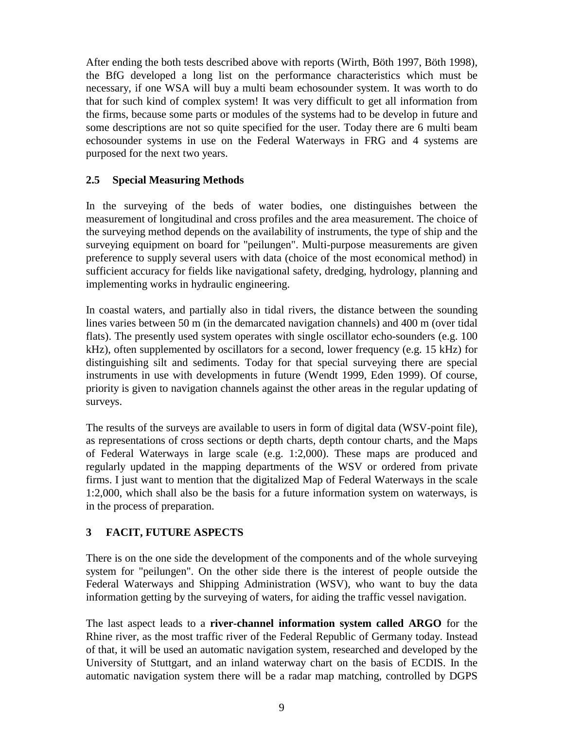After ending the both tests described above with reports (Wirth, Böth 1997, Böth 1998), the BfG developed a long list on the performance characteristics which must be necessary, if one WSA will buy a multi beam echosounder system. It was worth to do that for such kind of complex system! It was very difficult to get all information from the firms, because some parts or modules of the systems had to be develop in future and some descriptions are not so quite specified for the user. Today there are 6 multi beam echosounder systems in use on the Federal Waterways in FRG and 4 systems are purposed for the next two years.

### 2.5 Special Measuring Methods

In the surveying of the beds of water bodies, one distinguishes between the measurement of longitudinal and cross profiles and the area measurement. The choice of the surveying method depends on the availability of instruments, the type of ship and the surveying equipment on board for "peilungen". Multi-purpose measurements are given preference to supply several users with data (choice of the most economical method) in sufficient accuracy for fields like navigational safety, dredging, hydrology, planning and implementing works in hydraulic engineering.

In coastal waters, and partially also in tidal rivers, the distance between the sounding lines varies between 50 m (in the demarcated navigation channels) and 400 m (over tidal flats). The presently used system operates with single oscillator echo-sounders (e.g. 100 kHz), often supplemented by oscillators for a second, lower frequency (e.g. 15 kHz) for distinguishing silt and sediments. Today for that special surveying there are special instruments in use with developments in future (Wendt 1999, Eden 1999). Of course, priority is given to navigation channels against the other areas in the regular updating of surveys.

The results of the surveys are available to users in form of digital data (WSV-point file), as representations of cross sections or depth charts, depth contour charts, and the Maps of Federal Waterways in large scale (e.g. 1:2,000). These maps are produced and regularly updated in the mapping departments of the WSV or ordered from private firms. I just want to mention that the digitalized Map of Federal Waterways in the scale 1:2,000, which shall also be the basis for a future information system on waterways, is in the process of preparation.

## 3 FACIT, FUTURE ASPECTS

There is on the one side the development of the components and of the whole surveying system for "peilungen". On the other side there is the interest of people outside the Federal Waterways and Shipping Administration (WSV), who want to buy the data information getting by the surveying of waters, for aiding the traffic vessel navigation.

The last aspect leads to a **river-channel information system called ARGO** for the Rhine river, as the most traffic river of the Federal Republic of Germany today. Instead of that, it will be used an automatic navigation system, researched and developed by the University of Stuttgart, and an inland waterway chart on the basis of ECDIS. In the automatic navigation system there will be a radar map matching, controlled by DGPS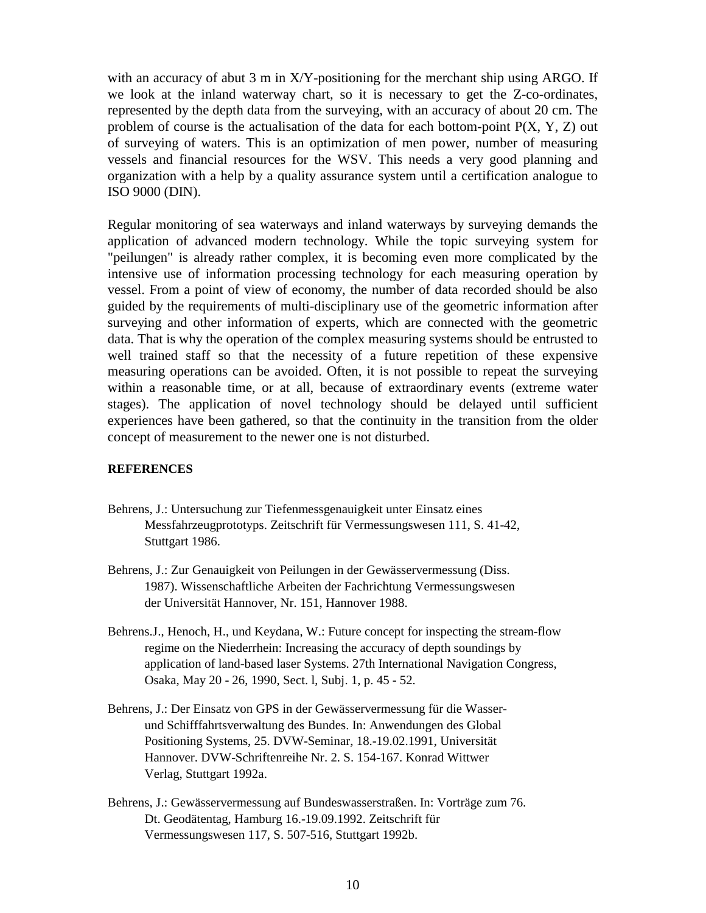with an accuracy of abut 3 m in X/Y-positioning for the merchant ship using ARGO. If we look at the inland waterway chart, so it is necessary to get the Z-co-ordinates, represented by the depth data from the surveying, with an accuracy of about 20 cm. The problem of course is the actualisation of the data for each bottom-point P(X, Y, Z) out of surveying of waters. This is an optimization of men power, number of measuring vessels and financial resources for the WSV. This needs a very good planning and organization with a help by a quality assurance system until a certification analogue to ISO 9000 (DIN).

Regular monitoring of sea waterways and inland waterways by surveying demands the application of advanced modern technology. While the topic surveying system for "peilungen" is already rather complex, it is becoming even more complicated by the intensive use of information processing technology for each measuring operation by vessel. From a point of view of economy, the number of data recorded should be also guided by the requirements of multi-disciplinary use of the geometric information after surveying and other information of experts, which are connected with the geometric data. That is why the operation of the complex measuring systems should be entrusted to well trained staff so that the necessity of a future repetition of these expensive measuring operations can be avoided. Often, it is not possible to repeat the surveying within a reasonable time, or at all, because of extraordinary events (extreme water stages). The application of novel technology should be delayed until sufficient experiences have been gathered, so that the continuity in the transition from the older concept of measurement to the newer one is not disturbed.

**REFERENCES**

Behrens, J.: Untersuchung zur Tiefenmessgenauigkeit unter Einsatz eines Messfahrzeugprototyps. Zeitschrift für Vermessungswesen 111, S. 41-42, Stuttgart 1986.

Behrens, J.: Zur Genauigkeit von Peilungen in der Gewässervermessung (Diss. 1987). Wissenschaftliche Arbeiten der Fachrichtung Vermessungswesen der Universität Hannover, Nr. 151, Hannover 1988.

Behrens.J., Henoch, H., und Keydana, W.: Future concept for inspecting the stream-flow regime on the Niederrhein: Increasing the accuracy of depth soundings by application of land-based laser Systems. 27th International Navigation Congress, Osaka, May 20 - 26, 1990, Sect. l, Subj. 1, p. 45 - 52.

Behrens, J.: Der Einsatz von GPS in der Gewässervermessung für die Wasser- und Schifffahrtsverwaltung des Bundes. In: Anwendungen des Global Positioning Systems, 25. DVW-Seminar, 18.-19.02.1991, Universität Hannover. DVW-Schriftenreihe Nr. 2. S. 154-167. Konrad Wittwer Verlag, Stuttgart 1992a.

Behrens, J.: Gewässervermessung auf Bundeswasserstraßen. In: Vorträge zum 76. Dt. Geodätentag, Hamburg 16.-19.09.1992. Zeitschrift für Vermessungswesen 117, S. 507-516, Stuttgart 1992b.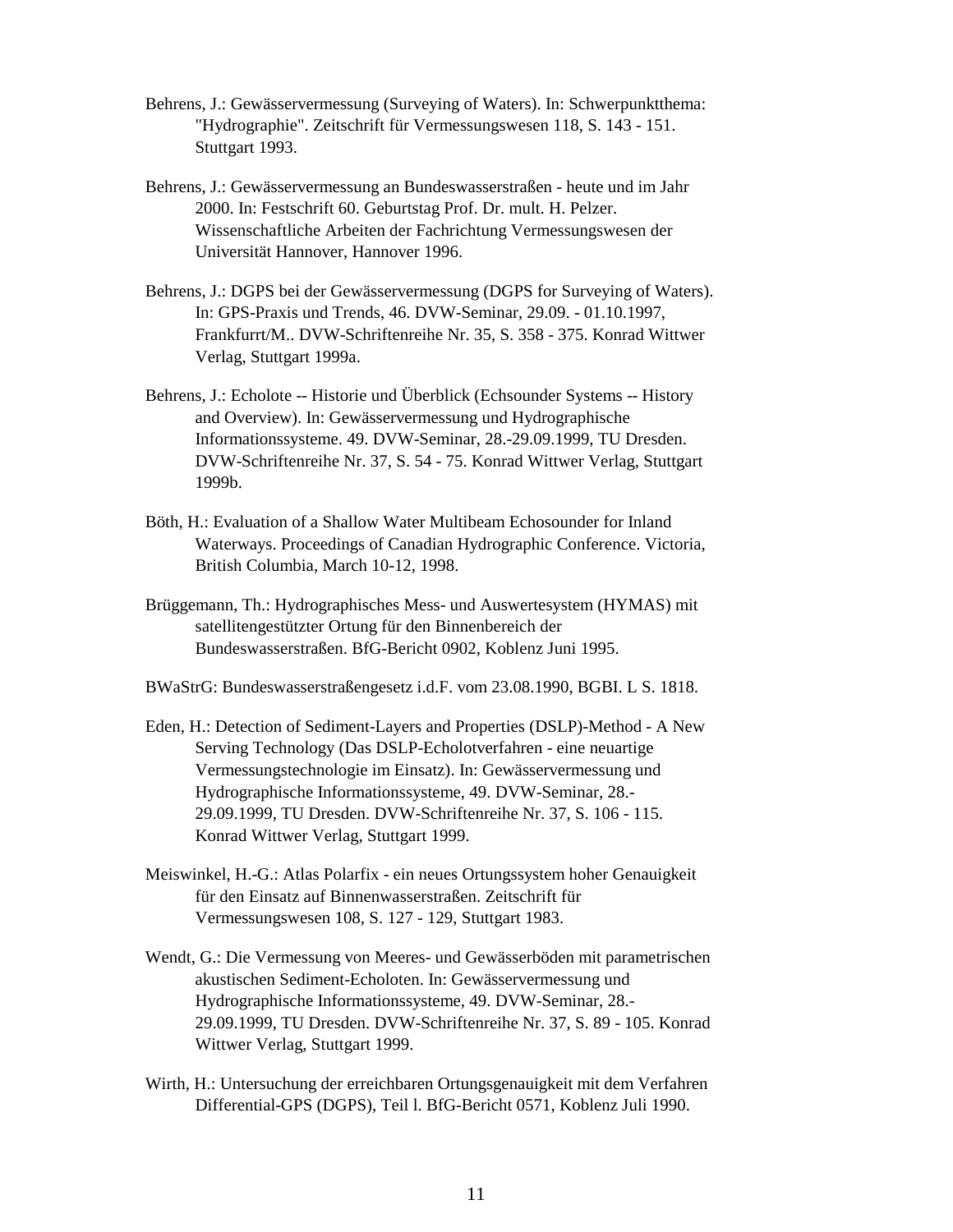Behrens, J.: Gewässervermessung (Surveying of Waters). In: Schwerpunktthema: "Hydrographie". Zeitschrift für Vermessungswesen 118, S. 143 - 151. Stuttgart 1993.

Behrens, J.: Gewässervermessung an Bundeswasserstraßen - heute und im Jahr 2000. In: Festschrift 60. Geburtstag Prof. Dr. mult. H. Pelzer. Wissenschaftliche Arbeiten der Fachrichtung Vermessungswesen der Universität Hannover, Hannover 1996.

Behrens, J.: DGPS bei der Gewässervermessung (DGPS for Surveying of Waters). In: GPS-Praxis und Trends, 46. DVW-Seminar, 29.09. - 01.10.1997, Frankfurrt/M.. DVW-Schriftenreihe Nr. 35, S. 358 - 375. Konrad Wittwer Verlag, Stuttgart 1999a.

Behrens, J.: Echolote -- Historie und Überblick (Echsounder Systems -- History and Overview). In: Gewässervermessung und Hydrographische Informationssysteme. 49. DVW-Seminar, 28.-29.09.1999, TU Dresden. DVW-Schriftenreihe Nr. 37, S. 54 - 75. Konrad Wittwer Verlag, Stuttgart 1999b.

Böth, H.: Evaluation of a Shallow Water Multibeam Echosounder for Inland Waterways. Proceedings of Canadian Hydrographic Conference. Victoria, British Columbia, March 10-12, 1998.

Brüggemann, Th.: Hydrographisches Mess- und Auswertesystem (HYMAS) mit satellitengestützter Ortung für den Binnenbereich der Bundeswasserstraßen. BfG-Bericht 0902, Koblenz Juni 1995.

BWaStrG: Bundeswasserstraßengesetz i.d.F. vom 23.08.1990, BGBI. L S. 1818.

Eden, H.: Detection of Sediment-Layers and Properties (DSLP)-Method - A New Serving Technology (Das DSLP-Echolotverfahren - eine neuartige Vermessungstechnologie im Einsatz). In: Gewässervermessung und Hydrographische Informationssysteme, 49. DVW-Seminar, 28.-29.09.1999, TU Dresden. DVW-Schriftenreihe Nr. 37, S. 106 - 115. Konrad Wittwer Verlag, Stuttgart 1999.

Meiswinkel, H.-G.: Atlas Polarfix - ein neues Ortungssystem hoher Genauigkeit für den Einsatz auf Binnenwasserstraßen. Zeitschrift für Vermessungswesen 108, S. 127 - 129, Stuttgart 1983.

Wendt, G.: Die Vermessung von Meeres- und Gewässerböden mit parametrischen akustischen Sediment-Echoloten. In: Gewässervermessung und Hydrographische Informationssysteme, 49. DVW-Seminar, 28.-29.09.1999, TU Dresden. DVW-Schriftenreihe Nr. 37, S. 89 - 105. Konrad Wittwer Verlag, Stuttgart 1999.

Wirth, H.: Untersuchung der erreichbaren Ortungsgenauigkeit mit dem Verfahren Differential-GPS (DGPS), Teil l. BfG-Bericht 0571, Koblenz Juli 1990.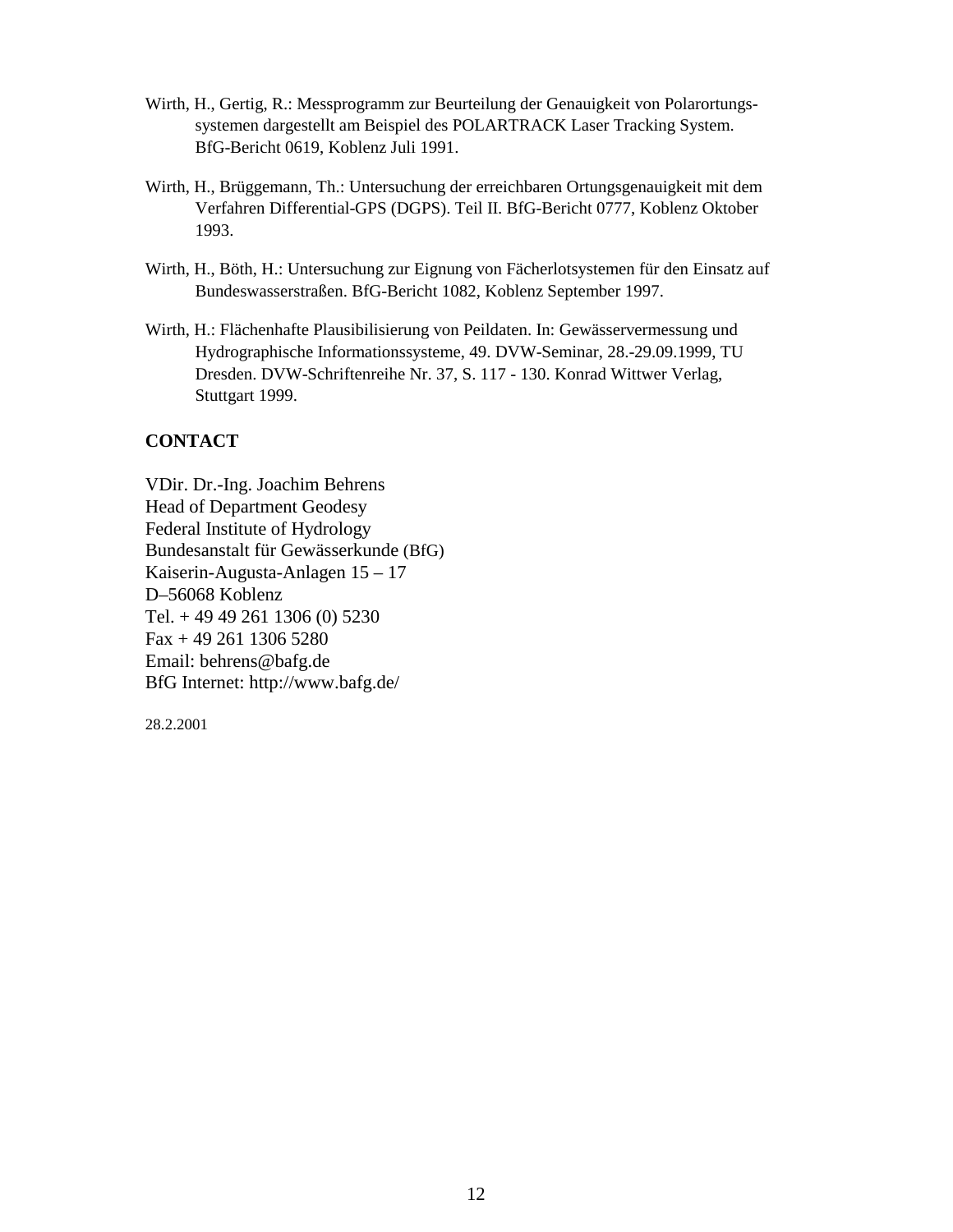Wirth, H., Gertig, R.: Messprogramm zur Beurteilung der Genauigkeit von Polarortungs-systemen dargestellt am Beispiel des POLARTRACK Laser Tracking System. BfG-Bericht 0619, Koblenz Juli 1991.

Wirth, H., Brüggemann, Th.: Untersuchung der erreichbaren Ortungsgenauigkeit mit dem Verfahren Differential-GPS (DGPS). Teil II. BfG-Bericht 0777, Koblenz Oktober 1993.

Wirth, H., Böth, H.: Untersuchung zur Eignung von Fächerlotsystemen für den Einsatz auf Bundeswasserstraßen. BfG-Bericht 1082, Koblenz September 1997.

Wirth, H.: Flächenhafte Plausibilisierung von Peildaten. In: Gewässervermessung und Hydrographische Informationssysteme, 49. DVW-Seminar, 28.-29.09.1999, TU Dresden. DVW-Schriftenreihe Nr. 37, S. 117 - 130. Konrad Wittwer Verlag, Stuttgart 1999.

## CONTACT

VDir. Dr.-Ing. Joachim Behrens
Head of Department Geodesy
Federal Institute of Hydrology
Bundesanstalt für Gewässerkunde (BfG)
Kaiserin-Augusta-Anlagen 15 – 17
D–56068 Koblenz
Tel. + 49 49 261 1306 (0) 5230
Fax + 49 261 1306 5280
Email: behrens@bafg.de
BfG Internet: http://www.bafg.de/

28.2.2001